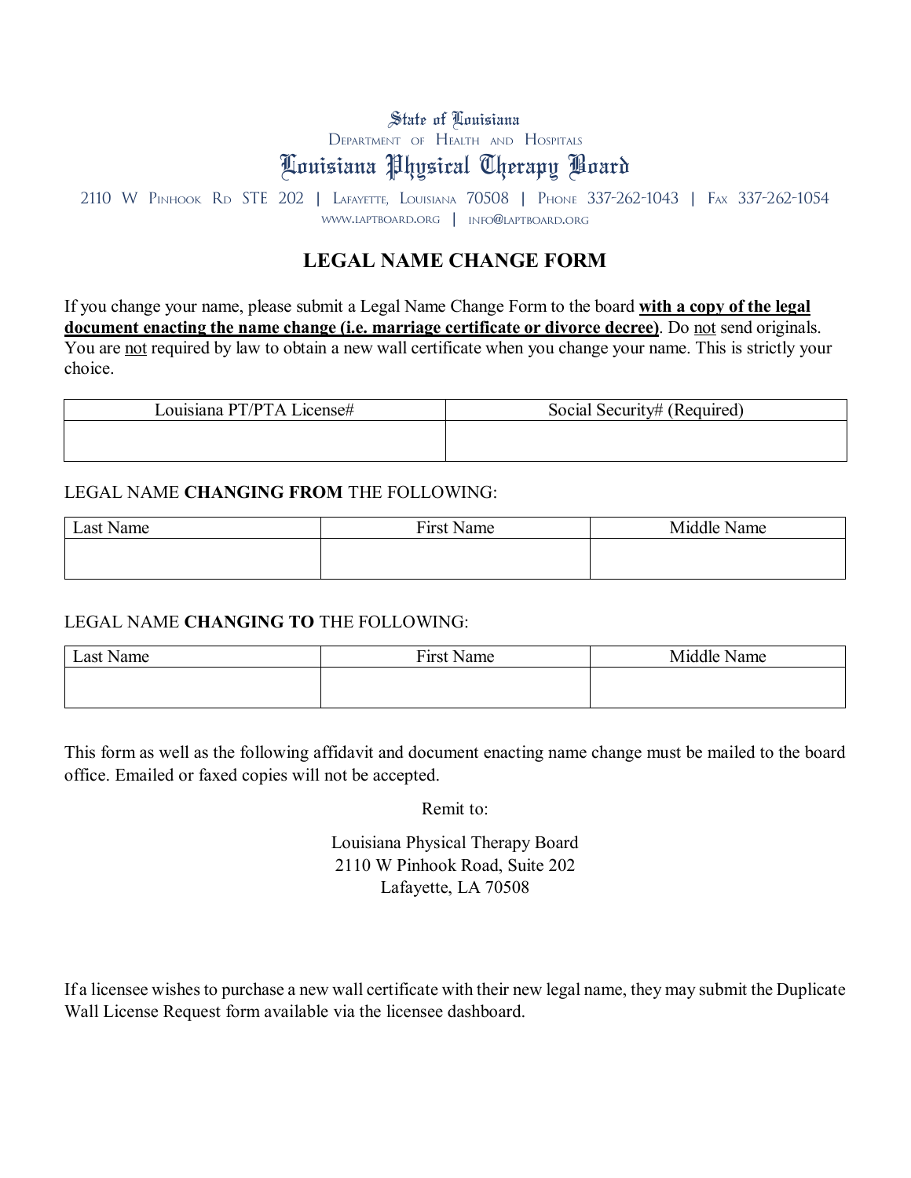State of Louisiana

Department of Health and Hospitals

# Louisiana Physical Therapy Board

2110 W Pinhook Rd STE 202 | Lafayette, Louisiana 70508 | Phone 337-262-1043 | Fax 337-262-1054

www.laptboard.org | info@laptboard.org

## LEGAL NAME CHANGE FORM

If you change your name, please submit a Legal Name Change Form to the board **with a copy of the legal document enacting the name change (i.e. marriage certificate or divorce decree)**. Do not send originals. You are not required by law to obtain a new wall certificate when you change your name. This is strictly your choice.

| Louisiana PT/PTA License# | Social Security# (Required) |
|---|---|
| | |

LEGAL NAME **CHANGING FROM** THE FOLLOWING:

| Last Name | First Name | Middle Name |
|---|---|---|
| | | |

LEGAL NAME **CHANGING TO** THE FOLLOWING:

| Last Name | First Name | Middle Name |
|---|---|---|
| | | |

This form as well as the following affidavit and document enacting name change must be mailed to the board office. Emailed or faxed copies will not be accepted.

Remit to:

Louisiana Physical Therapy Board
2110 W Pinhook Road, Suite 202
Lafayette, LA 70508

If a licensee wishes to purchase a new wall certificate with their new legal name, they may submit the Duplicate Wall License Request form available via the licensee dashboard.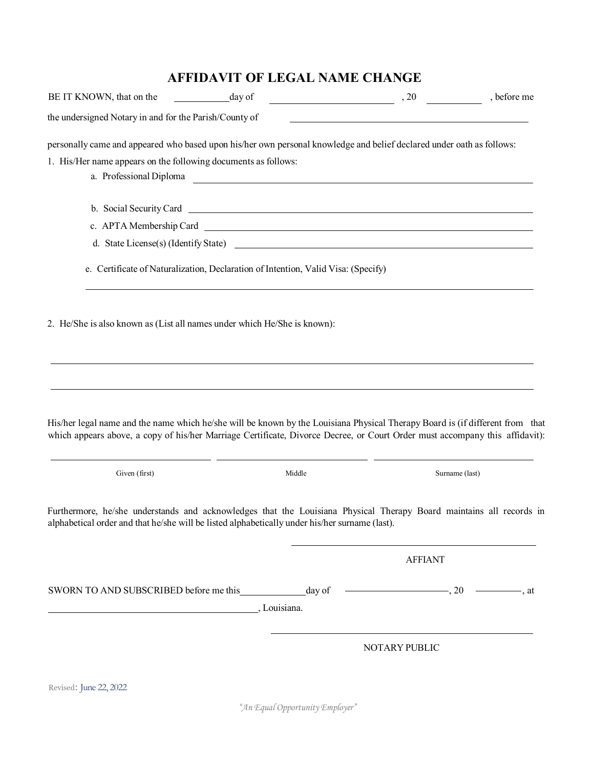# AFFIDAVIT OF LEGAL NAME CHANGE

BE IT KNOWN, that on the \_\_\_\_\_\_\_\_\_\_ day of \_\_\_\_\_\_\_\_\_\_\_\_\_\_\_\_\_\_\_\_ , 20 \_\_\_\_\_\_\_\_ , before me the undersigned Notary in and for the Parish/County of \_\_\_\_\_\_\_\_\_\_\_\_\_\_\_\_\_\_\_\_\_\_\_\_\_\_\_\_\_\_

personally came and appeared who based upon his/her own personal knowledge and belief declared under oath as follows:

1. His/Her name appears on the following documents as follows:
   a. Professional Diploma \_\_\_\_\_\_\_\_\_\_\_\_\_\_\_\_\_\_\_\_\_\_\_\_\_\_\_\_\_\_
   b. Social Security Card \_\_\_\_\_\_\_\_\_\_\_\_\_\_\_\_\_\_\_\_\_\_\_\_\_\_\_\_\_\_
   c. APTA Membership Card \_\_\_\_\_\_\_\_\_\_\_\_\_\_\_\_\_\_\_\_\_\_\_\_\_\_\_\_\_\_
   d. State License(s) (Identify State) \_\_\_\_\_\_\_\_\_\_\_\_\_\_\_\_\_\_\_\_\_\_\_\_\_\_\_\_\_\_
   e. Certificate of Naturalization, Declaration of Intention, Valid Visa: (Specify)

   \_\_\_\_\_\_\_\_\_\_\_\_\_\_\_\_\_\_\_\_\_\_\_\_\_\_\_\_\_\_\_\_\_\_\_\_\_\_\_\_\_\_\_\_\_\_\_\_\_\_\_\_\_\_\_\_

2. He/She is also known as (List all names under which He/She is known):

\_\_\_\_\_\_\_\_\_\_\_\_\_\_\_\_\_\_\_\_\_\_\_\_\_\_\_\_\_\_\_\_\_\_\_\_\_\_\_\_\_\_\_\_\_\_\_\_\_\_\_\_\_\_\_\_

\_\_\_\_\_\_\_\_\_\_\_\_\_\_\_\_\_\_\_\_\_\_\_\_\_\_\_\_\_\_\_\_\_\_\_\_\_\_\_\_\_\_\_\_\_\_\_\_\_\_\_\_\_\_\_\_

His/her legal name and the name which he/she will be known by the Louisiana Physical Therapy Board is (if different from that which appears above, a copy of his/her Marriage Certificate, Divorce Decree, or Court Order must accompany this affidavit):

| \_\_\_\_\_\_\_\_\_\_\_\_\_\_\_\_\_\_\_\_ | \_\_\_\_\_\_\_\_\_\_\_\_\_\_\_\_\_\_\_\_ | \_\_\_\_\_\_\_\_\_\_\_\_\_\_\_\_\_\_\_\_ |
|---|---|---|
| Given (first) | Middle | Surname (last) |

Furthermore, he/she understands and acknowledges that the Louisiana Physical Therapy Board maintains all records in alphabetical order and that he/she will be listed alphabetically under his/her surname (last).

\_\_\_\_\_\_\_\_\_\_\_\_\_\_\_\_\_\_\_\_\_\_\_\_\_\_\_\_\_\_

AFFIANT

SWORN TO AND SUBSCRIBED before me this \_\_\_\_\_\_\_\_\_\_ day of \_\_\_\_\_\_\_\_\_\_\_\_\_\_\_\_\_\_\_\_, 20 \_\_\_\_\_\_\_\_, at \_\_\_\_\_\_\_\_\_\_\_\_\_\_\_\_\_\_\_\_\_\_\_\_\_\_\_\_\_\_, Louisiana.

\_\_\_\_\_\_\_\_\_\_\_\_\_\_\_\_\_\_\_\_\_\_\_\_\_\_\_\_\_\_

NOTARY PUBLIC

Revised: June 22, 2022

*"An Equal Opportunity Employer"*